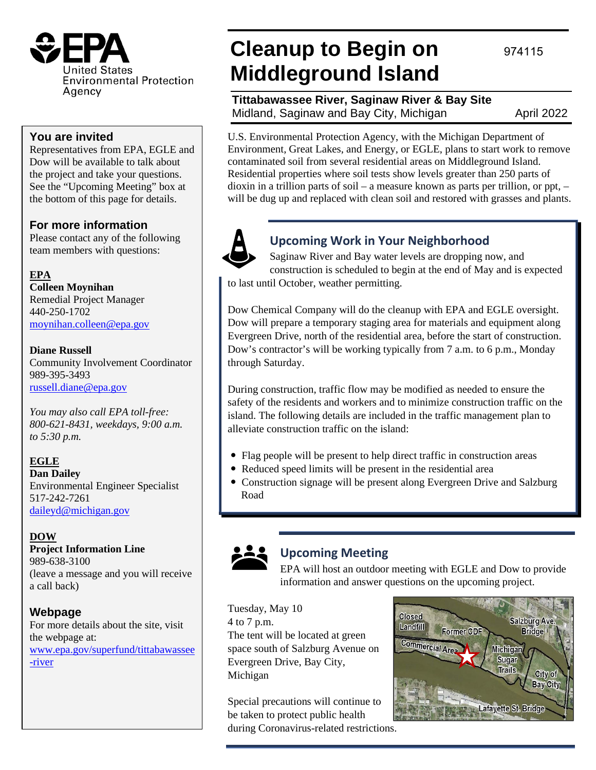# Cleanup to Begin on Middleground Island

974115

**Tittabawassee River, Saginaw River & Bay Site**
Midland, Saginaw and Bay City, Michigan

April 2022

U.S. Environmental Protection Agency, with the Michigan Department of Environment, Great Lakes, and Energy, or EGLE, plans to start work to remove contaminated soil from several residential areas on Middleground Island. Residential properties where soil tests show levels greater than 250 parts of dioxin in a trillion parts of soil – a measure known as parts per trillion, or ppt, – will be dug up and replaced with clean soil and restored with grasses and plants.

## Upcoming Work in Your Neighborhood

Saginaw River and Bay water levels are dropping now, and construction is scheduled to begin at the end of May and is expected to last until October, weather permitting.

Dow Chemical Company will do the cleanup with EPA and EGLE oversight. Dow will prepare a temporary staging area for materials and equipment along Evergreen Drive, north of the residential area, before the start of construction. Dow's contractor's will be working typically from 7 a.m. to 6 p.m., Monday through Saturday.

During construction, traffic flow may be modified as needed to ensure the safety of the residents and workers and to minimize construction traffic on the island. The following details are included in the traffic management plan to alleviate construction traffic on the island:

- Flag people will be present to help direct traffic in construction areas
- Reduced speed limits will be present in the residential area
- Construction signage will be present along Evergreen Drive and Salzburg Road

## Upcoming Meeting

EPA will host an outdoor meeting with EGLE and Dow to provide information and answer questions on the upcoming project.

Tuesday, May 10
4 to 7 p.m.
The tent will be located at green space south of Salzburg Avenue on Evergreen Drive, Bay City, Michigan

Special precautions will continue to be taken to protect public health during Coronavirus-related restrictions.

Closed Landfill, Former CDF, Salzburg Ave. Bridge, Commercial Area, Michigan Sugar Trails, City of Bay City, Lafayette St. Bridge

### You are invited

Representatives from EPA, EGLE and Dow will be available to talk about the project and take your questions. See the "Upcoming Meeting" box at the bottom of this page for details.

### For more information

Please contact any of the following team members with questions:

**EPA**
**Colleen Moynihan**
Remedial Project Manager
440-250-1702
moynihan.colleen@epa.gov

**Diane Russell**
Community Involvement Coordinator
989-395-3493
russell.diane@epa.gov

*You may also call EPA toll-free: 800-621-8431, weekdays, 9:00 a.m. to 5:30 p.m.*

**EGLE**
**Dan Dailey**
Environmental Engineer Specialist
517-242-7261
daileyd@michigan.gov

**DOW**
**Project Information Line**
989-638-3100
(leave a message and you will receive a call back)

### Webpage

For more details about the site, visit the webpage at:
www.epa.gov/superfund/tittabawassee-river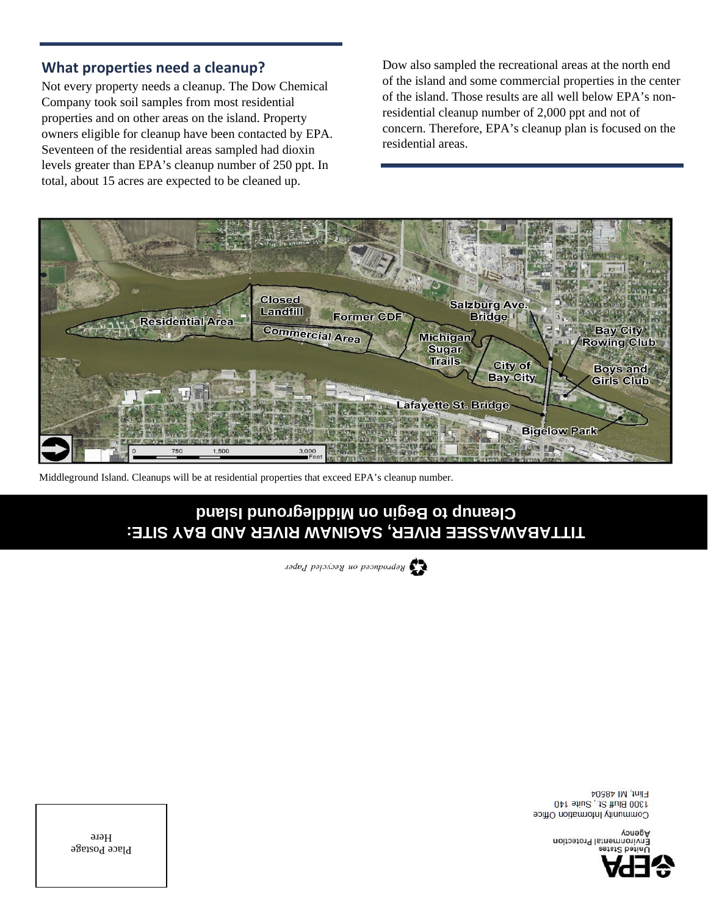## What properties need a cleanup?

Not every property needs a cleanup. The Dow Chemical Company took soil samples from most residential properties and on other areas on the island. Property owners eligible for cleanup have been contacted by EPA. Seventeen of the residential areas sampled had dioxin levels greater than EPA's cleanup number of 250 ppt. In total, about 15 acres are expected to be cleaned up.

Dow also sampled the recreational areas at the north end of the island and some commercial properties in the center of the island. Those results are all well below EPA's non-residential cleanup number of 2,000 ppt and not of concern. Therefore, EPA's cleanup plan is focused on the residential areas.

Residential Area
Closed Landfill
Former CDF
Commercial Area
Michigan Sugar Trails
Salzburg Ave. Bridge
City of Bay City
Bay City Rowing Club
Boys and Girls Club
Lafayette St. Bridge
Bigelow Park
0 750 1,500 3,000 Feet

Middleground Island. Cleanups will be at residential properties that exceed EPA's cleanup number.

**TITTABAWASSEE RIVER, SAGINAW RIVER AND BAY SITE:**
**Cleanup to Begin on Middleground Island**

*Reproduced on Recycled Paper*

EPA
United States
Environmental Protection
Agency
Community Information Office
1300 Bluff St., Suite 140
Flint, MI 48504

Place Postage
Here